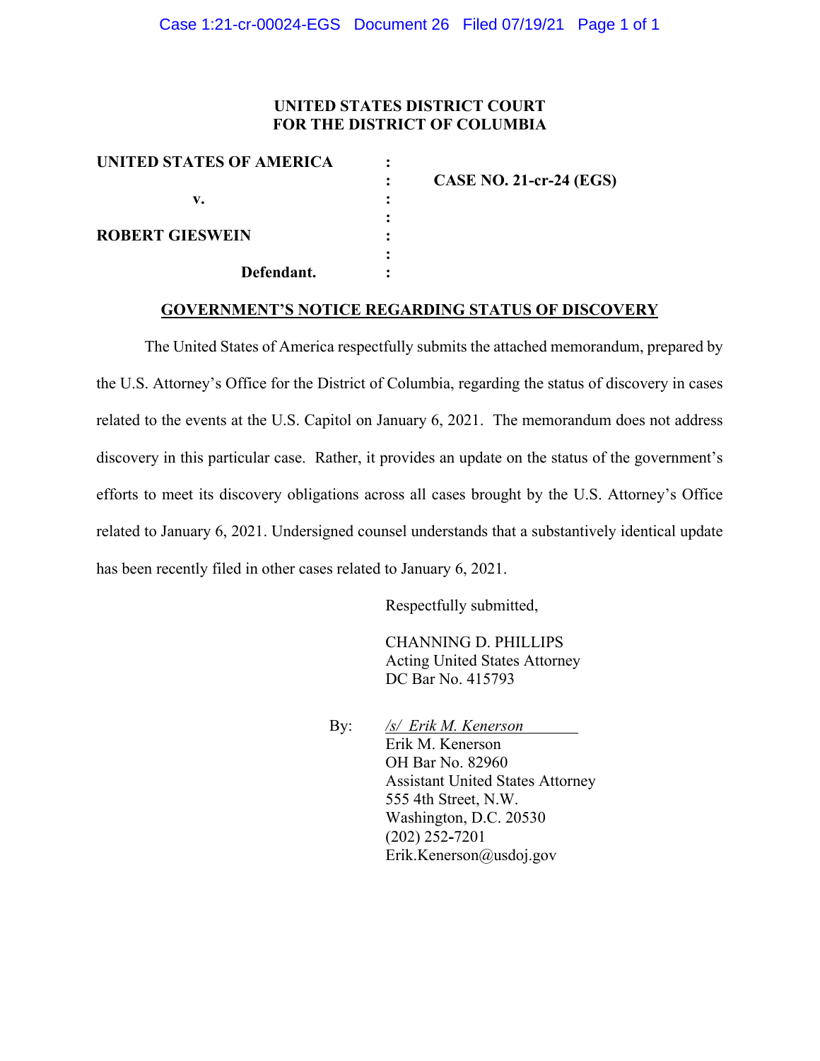**UNITED STATES DISTRICT COURT**
**FOR THE DISTRICT OF COLUMBIA**

| | | |
|---|---|---|
| **UNITED STATES OF AMERICA** | : | |
| | : | **CASE NO. 21-cr-24 (EGS)** |
| **v.** | : | |
| | : | |
| **ROBERT GIESWEIN** | : | |
| | : | |
| **Defendant.** | : | |

## GOVERNMENT'S NOTICE REGARDING STATUS OF DISCOVERY

The United States of America respectfully submits the attached memorandum, prepared by the U.S. Attorney's Office for the District of Columbia, regarding the status of discovery in cases related to the events at the U.S. Capitol on January 6, 2021. The memorandum does not address discovery in this particular case. Rather, it provides an update on the status of the government's efforts to meet its discovery obligations across all cases brought by the U.S. Attorney's Office related to January 6, 2021. Undersigned counsel understands that a substantively identical update has been recently filed in other cases related to January 6, 2021.

Respectfully submitted,

CHANNING D. PHILLIPS
Acting United States Attorney
DC Bar No. 415793

By: */s/ Erik M. Kenerson*
Erik M. Kenerson
OH Bar No. 82960
Assistant United States Attorney
555 4th Street, N.W.
Washington, D.C. 20530
(202) 252-7201
Erik.Kenerson@usdoj.gov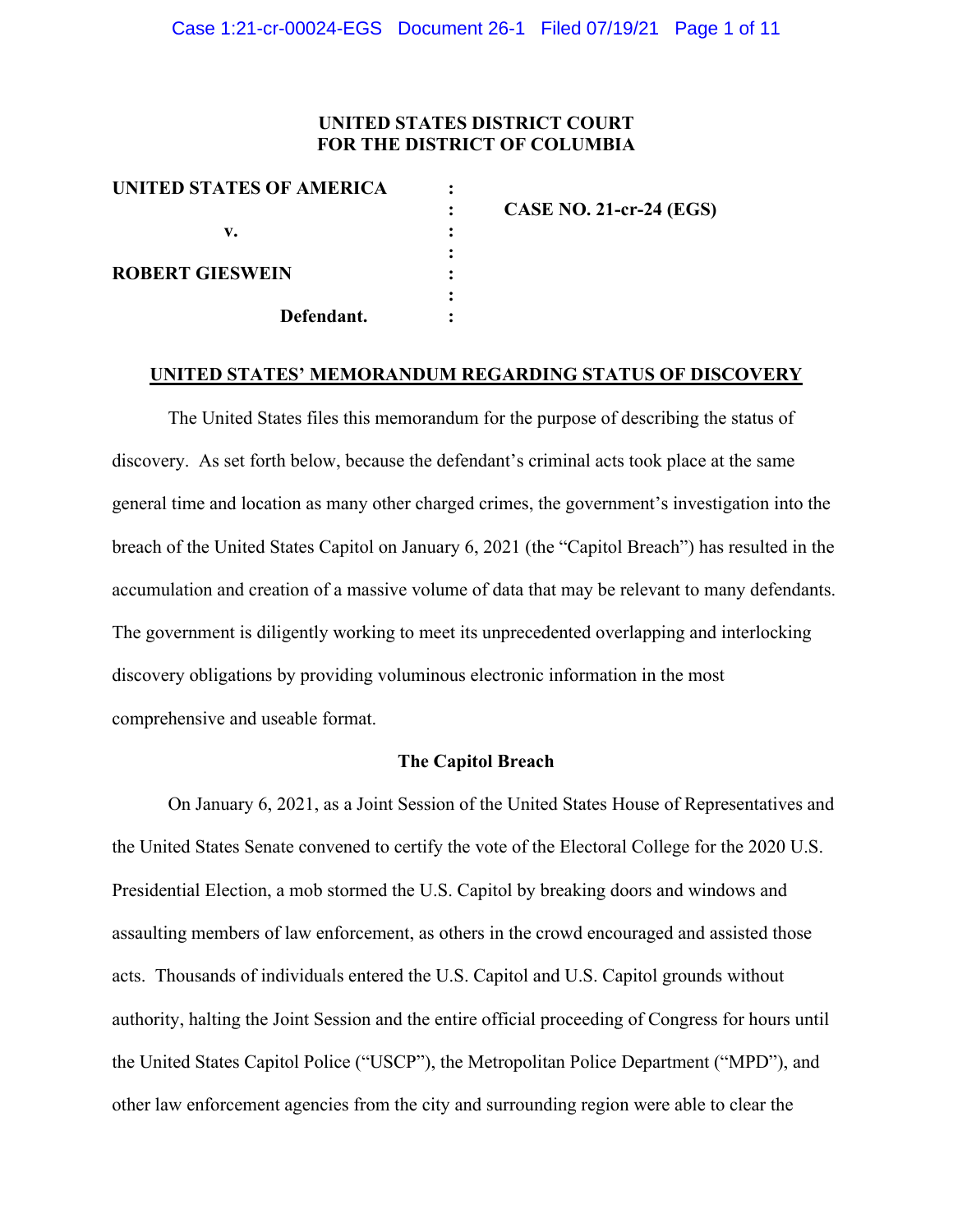UNITED STATES DISTRICT COURT
FOR THE DISTRICT OF COLUMBIA

| | | |
|---|---|---|
| **UNITED STATES OF AMERICA** | : | |
| | : | **CASE NO. 21-cr-24 (EGS)** |
| **v.** | : | |
| | : | |
| **ROBERT GIESWEIN** | : | |
| | : | |
| **Defendant.** | : | |

**UNITED STATES' MEMORANDUM REGARDING STATUS OF DISCOVERY**

The United States files this memorandum for the purpose of describing the status of discovery. As set forth below, because the defendant's criminal acts took place at the same general time and location as many other charged crimes, the government's investigation into the breach of the United States Capitol on January 6, 2021 (the "Capitol Breach") has resulted in the accumulation and creation of a massive volume of data that may be relevant to many defendants. The government is diligently working to meet its unprecedented overlapping and interlocking discovery obligations by providing voluminous electronic information in the most comprehensive and useable format.

**The Capitol Breach**

On January 6, 2021, as a Joint Session of the United States House of Representatives and the United States Senate convened to certify the vote of the Electoral College for the 2020 U.S. Presidential Election, a mob stormed the U.S. Capitol by breaking doors and windows and assaulting members of law enforcement, as others in the crowd encouraged and assisted those acts. Thousands of individuals entered the U.S. Capitol and U.S. Capitol grounds without authority, halting the Joint Session and the entire official proceeding of Congress for hours until the United States Capitol Police ("USCP"), the Metropolitan Police Department ("MPD"), and other law enforcement agencies from the city and surrounding region were able to clear the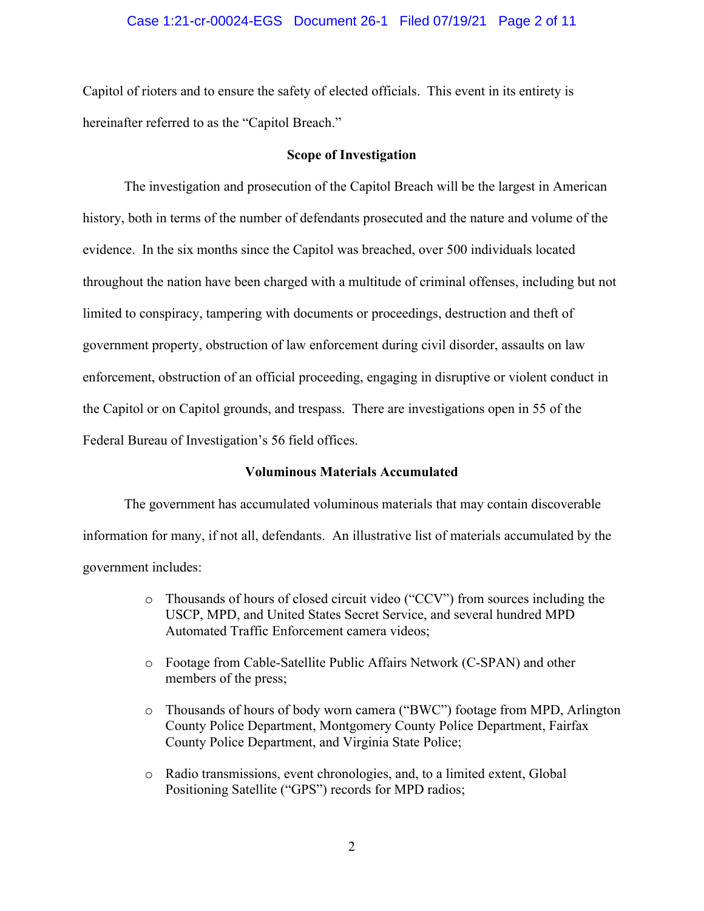Capitol of rioters and to ensure the safety of elected officials. This event in its entirety is hereinafter referred to as the "Capitol Breach."

### Scope of Investigation

The investigation and prosecution of the Capitol Breach will be the largest in American history, both in terms of the number of defendants prosecuted and the nature and volume of the evidence. In the six months since the Capitol was breached, over 500 individuals located throughout the nation have been charged with a multitude of criminal offenses, including but not limited to conspiracy, tampering with documents or proceedings, destruction and theft of government property, obstruction of law enforcement during civil disorder, assaults on law enforcement, obstruction of an official proceeding, engaging in disruptive or violent conduct in the Capitol or on Capitol grounds, and trespass. There are investigations open in 55 of the Federal Bureau of Investigation's 56 field offices.

### Voluminous Materials Accumulated

The government has accumulated voluminous materials that may contain discoverable information for many, if not all, defendants. An illustrative list of materials accumulated by the government includes:

- Thousands of hours of closed circuit video ("CCV") from sources including the USCP, MPD, and United States Secret Service, and several hundred MPD Automated Traffic Enforcement camera videos;
- Footage from Cable-Satellite Public Affairs Network (C-SPAN) and other members of the press;
- Thousands of hours of body worn camera ("BWC") footage from MPD, Arlington County Police Department, Montgomery County Police Department, Fairfax County Police Department, and Virginia State Police;
- Radio transmissions, event chronologies, and, to a limited extent, Global Positioning Satellite ("GPS") records for MPD radios;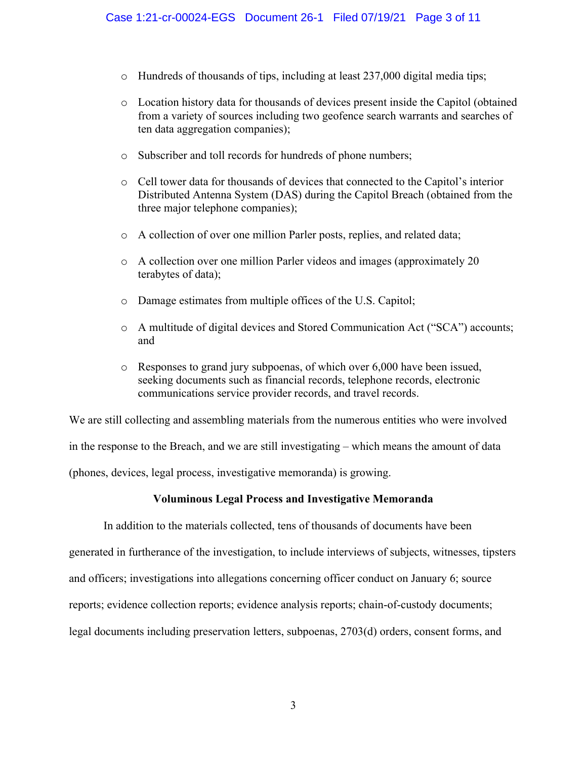- Hundreds of thousands of tips, including at least 237,000 digital media tips;
- Location history data for thousands of devices present inside the Capitol (obtained from a variety of sources including two geofence search warrants and searches of ten data aggregation companies);
- Subscriber and toll records for hundreds of phone numbers;
- Cell tower data for thousands of devices that connected to the Capitol's interior Distributed Antenna System (DAS) during the Capitol Breach (obtained from the three major telephone companies);
- A collection of over one million Parler posts, replies, and related data;
- A collection over one million Parler videos and images (approximately 20 terabytes of data);
- Damage estimates from multiple offices of the U.S. Capitol;
- A multitude of digital devices and Stored Communication Act ("SCA") accounts; and
- Responses to grand jury subpoenas, of which over 6,000 have been issued, seeking documents such as financial records, telephone records, electronic communications service provider records, and travel records.

We are still collecting and assembling materials from the numerous entities who were involved in the response to the Breach, and we are still investigating – which means the amount of data (phones, devices, legal process, investigative memoranda) is growing.

**Voluminous Legal Process and Investigative Memoranda**

In addition to the materials collected, tens of thousands of documents have been generated in furtherance of the investigation, to include interviews of subjects, witnesses, tipsters and officers; investigations into allegations concerning officer conduct on January 6; source reports; evidence collection reports; evidence analysis reports; chain-of-custody documents; legal documents including preservation letters, subpoenas, 2703(d) orders, consent forms, and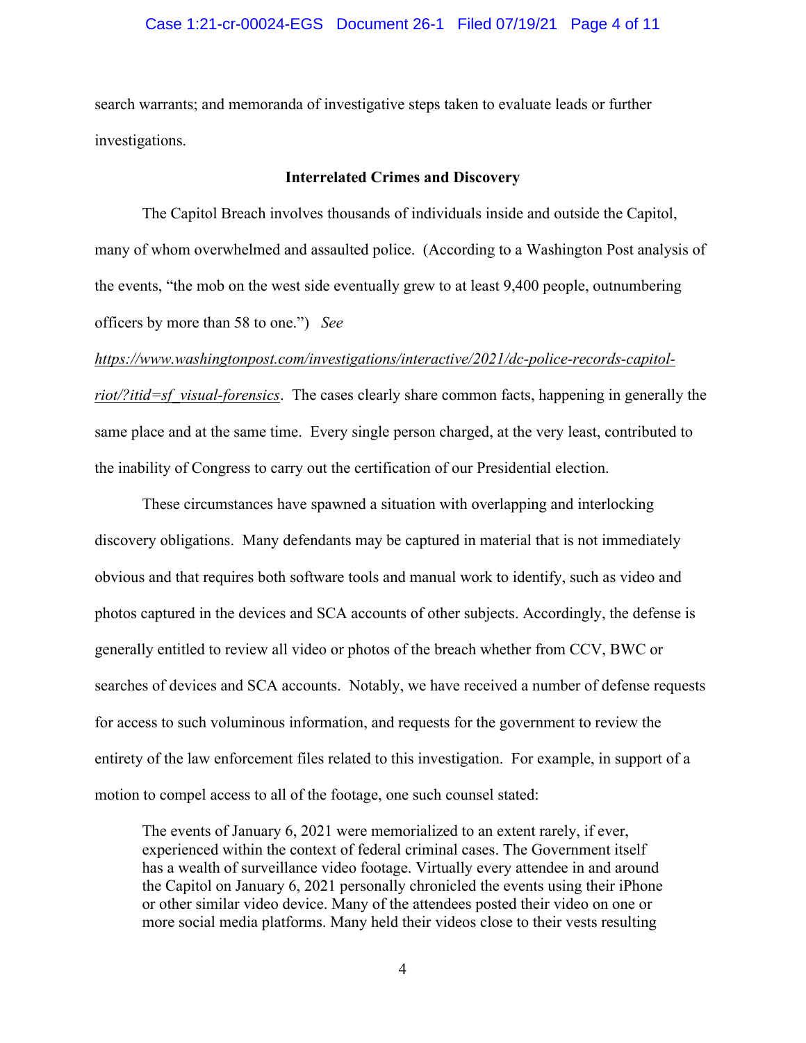search warrants; and memoranda of investigative steps taken to evaluate leads or further investigations.

**Interrelated Crimes and Discovery**

The Capitol Breach involves thousands of individuals inside and outside the Capitol, many of whom overwhelmed and assaulted police. (According to a Washington Post analysis of the events, "the mob on the west side eventually grew to at least 9,400 people, outnumbering officers by more than 58 to one.") *See* *https://www.washingtonpost.com/investigations/interactive/2021/dc-police-records-capitol-riot/?itid=sf_visual-forensics*. The cases clearly share common facts, happening in generally the same place and at the same time. Every single person charged, at the very least, contributed to the inability of Congress to carry out the certification of our Presidential election.

These circumstances have spawned a situation with overlapping and interlocking discovery obligations. Many defendants may be captured in material that is not immediately obvious and that requires both software tools and manual work to identify, such as video and photos captured in the devices and SCA accounts of other subjects. Accordingly, the defense is generally entitled to review all video or photos of the breach whether from CCV, BWC or searches of devices and SCA accounts. Notably, we have received a number of defense requests for access to such voluminous information, and requests for the government to review the entirety of the law enforcement files related to this investigation. For example, in support of a motion to compel access to all of the footage, one such counsel stated:

> The events of January 6, 2021 were memorialized to an extent rarely, if ever, experienced within the context of federal criminal cases. The Government itself has a wealth of surveillance video footage. Virtually every attendee in and around the Capitol on January 6, 2021 personally chronicled the events using their iPhone or other similar video device. Many of the attendees posted their video on one or more social media platforms. Many held their videos close to their vests resulting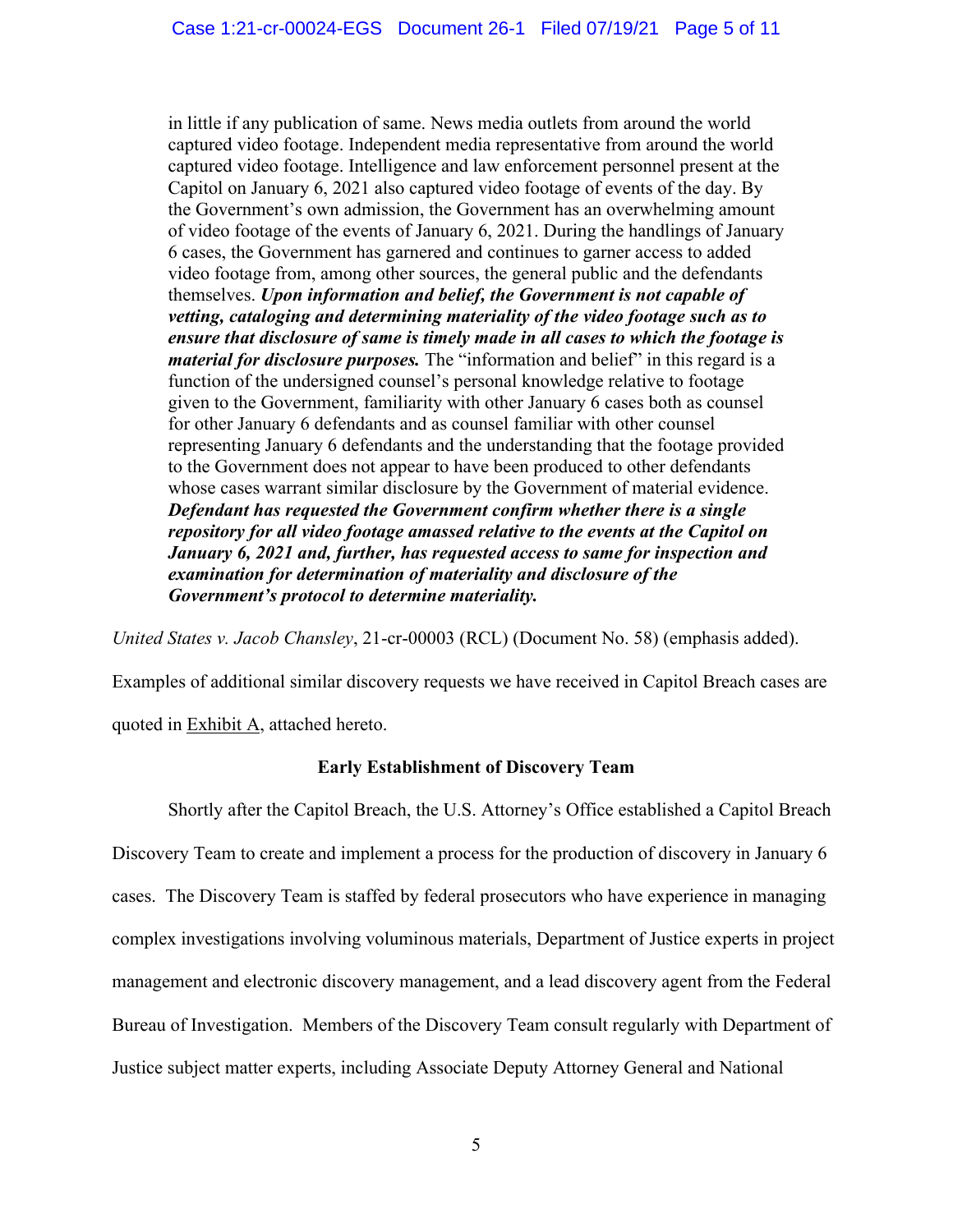> in little if any publication of same. News media outlets from around the world captured video footage. Independent media representative from around the world captured video footage. Intelligence and law enforcement personnel present at the Capitol on January 6, 2021 also captured video footage of events of the day. By the Government's own admission, the Government has an overwhelming amount of video footage of the events of January 6, 2021. During the handlings of January 6 cases, the Government has garnered and continues to garner access to added video footage from, among other sources, the general public and the defendants themselves. ***Upon information and belief, the Government is not capable of vetting, cataloging and determining materiality of the video footage such as to ensure that disclosure of same is timely made in all cases to which the footage is material for disclosure purposes.*** The "information and belief" in this regard is a function of the undersigned counsel's personal knowledge relative to footage given to the Government, familiarity with other January 6 cases both as counsel for other January 6 defendants and as counsel familiar with other counsel representing January 6 defendants and the understanding that the footage provided to the Government does not appear to have been produced to other defendants whose cases warrant similar disclosure by the Government of material evidence. ***Defendant has requested the Government confirm whether there is a single repository for all video footage amassed relative to the events at the Capitol on January 6, 2021 and, further, has requested access to same for inspection and examination for determination of materiality and disclosure of the Government's protocol to determine materiality.***

*United States v. Jacob Chansley*, 21-cr-00003 (RCL) (Document No. 58) (emphasis added).

Examples of additional similar discovery requests we have received in Capitol Breach cases are quoted in Exhibit A, attached hereto.

## Early Establishment of Discovery Team

Shortly after the Capitol Breach, the U.S. Attorney's Office established a Capitol Breach Discovery Team to create and implement a process for the production of discovery in January 6 cases. The Discovery Team is staffed by federal prosecutors who have experience in managing complex investigations involving voluminous materials, Department of Justice experts in project management and electronic discovery management, and a lead discovery agent from the Federal Bureau of Investigation. Members of the Discovery Team consult regularly with Department of Justice subject matter experts, including Associate Deputy Attorney General and National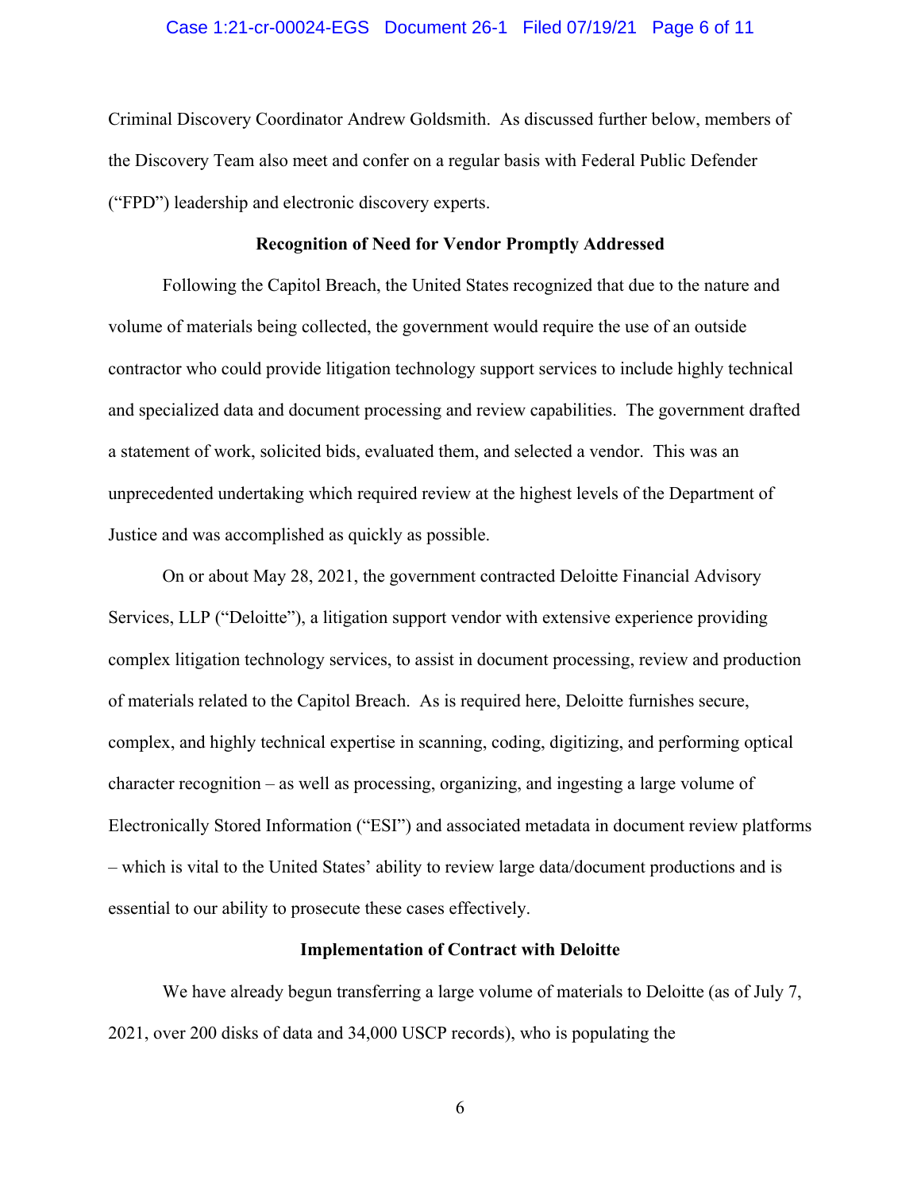Criminal Discovery Coordinator Andrew Goldsmith. As discussed further below, members of the Discovery Team also meet and confer on a regular basis with Federal Public Defender ("FPD") leadership and electronic discovery experts.

**Recognition of Need for Vendor Promptly Addressed**

Following the Capitol Breach, the United States recognized that due to the nature and volume of materials being collected, the government would require the use of an outside contractor who could provide litigation technology support services to include highly technical and specialized data and document processing and review capabilities. The government drafted a statement of work, solicited bids, evaluated them, and selected a vendor. This was an unprecedented undertaking which required review at the highest levels of the Department of Justice and was accomplished as quickly as possible.

On or about May 28, 2021, the government contracted Deloitte Financial Advisory Services, LLP ("Deloitte"), a litigation support vendor with extensive experience providing complex litigation technology services, to assist in document processing, review and production of materials related to the Capitol Breach. As is required here, Deloitte furnishes secure, complex, and highly technical expertise in scanning, coding, digitizing, and performing optical character recognition – as well as processing, organizing, and ingesting a large volume of Electronically Stored Information ("ESI") and associated metadata in document review platforms – which is vital to the United States' ability to review large data/document productions and is essential to our ability to prosecute these cases effectively.

**Implementation of Contract with Deloitte**

We have already begun transferring a large volume of materials to Deloitte (as of July 7, 2021, over 200 disks of data and 34,000 USCP records), who is populating the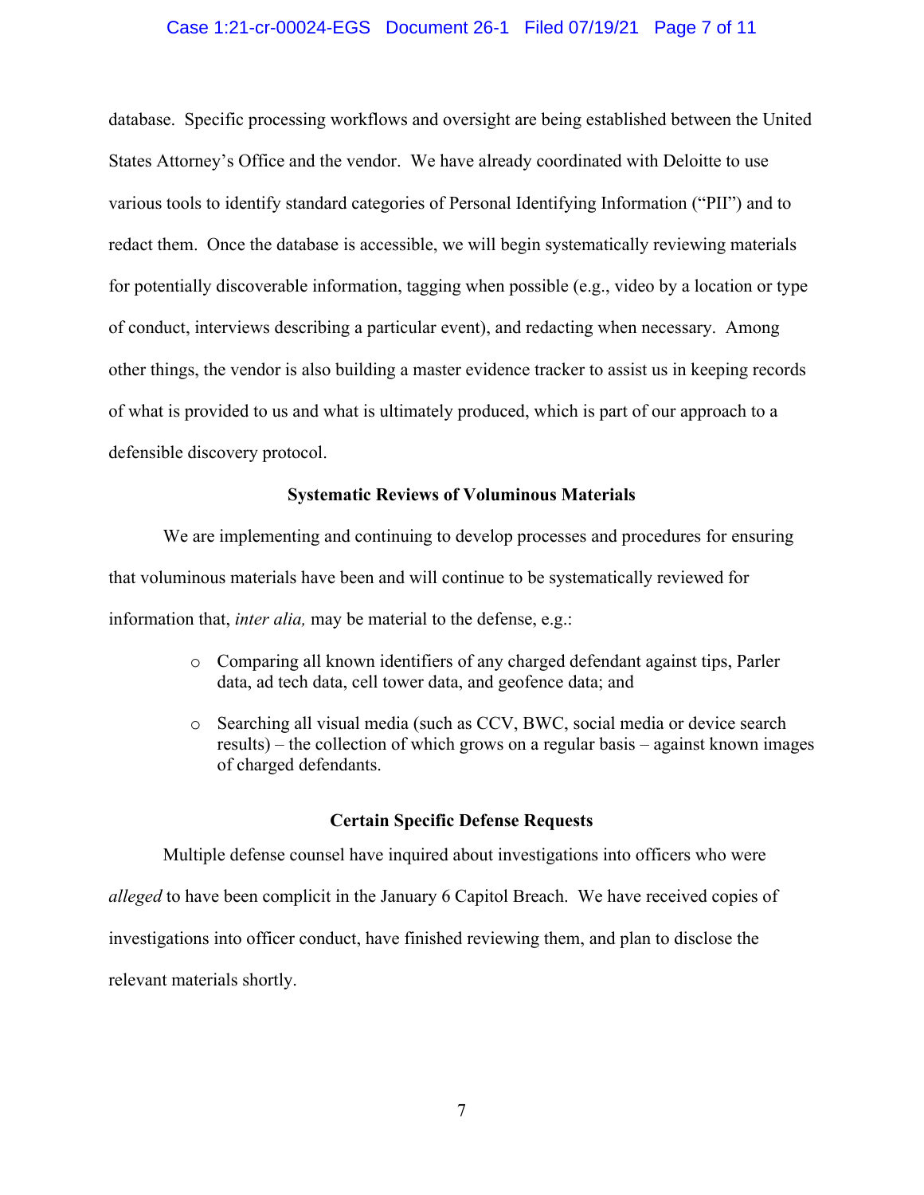database. Specific processing workflows and oversight are being established between the United States Attorney's Office and the vendor. We have already coordinated with Deloitte to use various tools to identify standard categories of Personal Identifying Information ("PII") and to redact them. Once the database is accessible, we will begin systematically reviewing materials for potentially discoverable information, tagging when possible (e.g., video by a location or type of conduct, interviews describing a particular event), and redacting when necessary. Among other things, the vendor is also building a master evidence tracker to assist us in keeping records of what is provided to us and what is ultimately produced, which is part of our approach to a defensible discovery protocol.

**Systematic Reviews of Voluminous Materials**

We are implementing and continuing to develop processes and procedures for ensuring that voluminous materials have been and will continue to be systematically reviewed for information that, *inter alia,* may be material to the defense, e.g.:

- Comparing all known identifiers of any charged defendant against tips, Parler data, ad tech data, cell tower data, and geofence data; and
- Searching all visual media (such as CCV, BWC, social media or device search results) – the collection of which grows on a regular basis – against known images of charged defendants.

**Certain Specific Defense Requests**

Multiple defense counsel have inquired about investigations into officers who were *alleged* to have been complicit in the January 6 Capitol Breach. We have received copies of investigations into officer conduct, have finished reviewing them, and plan to disclose the relevant materials shortly.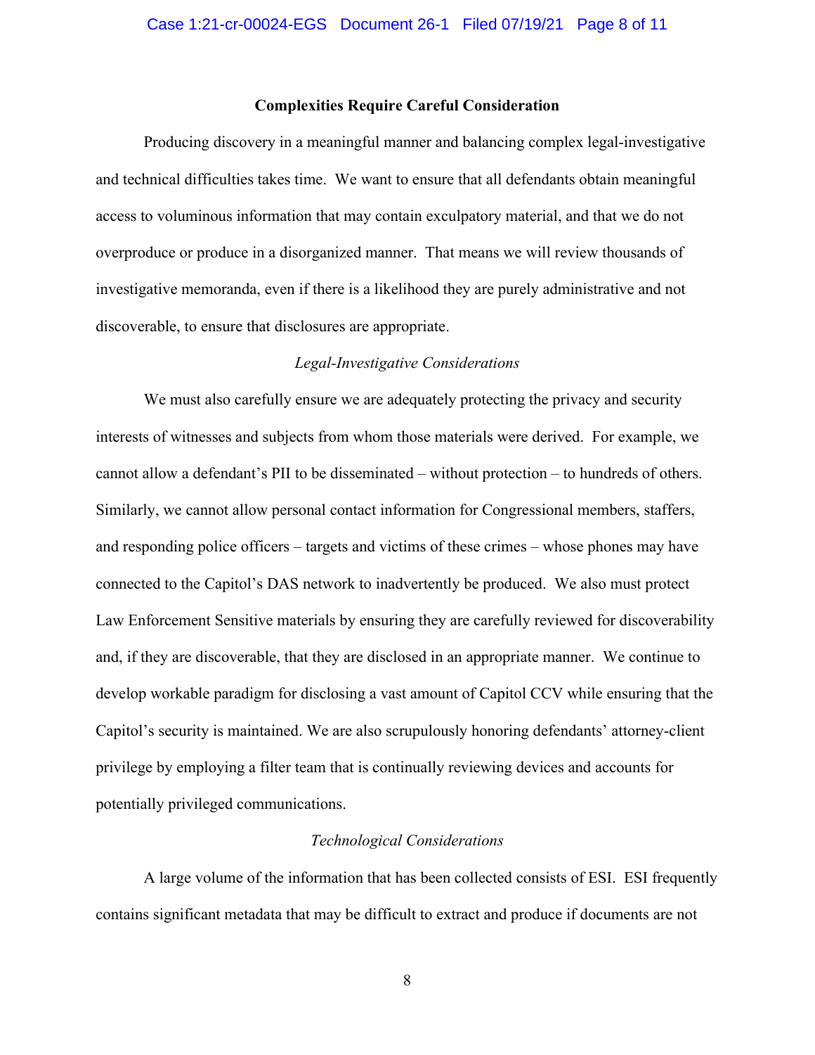**Complexities Require Careful Consideration**

Producing discovery in a meaningful manner and balancing complex legal-investigative and technical difficulties takes time. We want to ensure that all defendants obtain meaningful access to voluminous information that may contain exculpatory material, and that we do not overproduce or produce in a disorganized manner. That means we will review thousands of investigative memoranda, even if there is a likelihood they are purely administrative and not discoverable, to ensure that disclosures are appropriate.

*Legal-Investigative Considerations*

We must also carefully ensure we are adequately protecting the privacy and security interests of witnesses and subjects from whom those materials were derived. For example, we cannot allow a defendant's PII to be disseminated – without protection – to hundreds of others. Similarly, we cannot allow personal contact information for Congressional members, staffers, and responding police officers – targets and victims of these crimes – whose phones may have connected to the Capitol's DAS network to inadvertently be produced. We also must protect Law Enforcement Sensitive materials by ensuring they are carefully reviewed for discoverability and, if they are discoverable, that they are disclosed in an appropriate manner. We continue to develop workable paradigm for disclosing a vast amount of Capitol CCV while ensuring that the Capitol's security is maintained. We are also scrupulously honoring defendants' attorney-client privilege by employing a filter team that is continually reviewing devices and accounts for potentially privileged communications.

*Technological Considerations*

A large volume of the information that has been collected consists of ESI. ESI frequently contains significant metadata that may be difficult to extract and produce if documents are not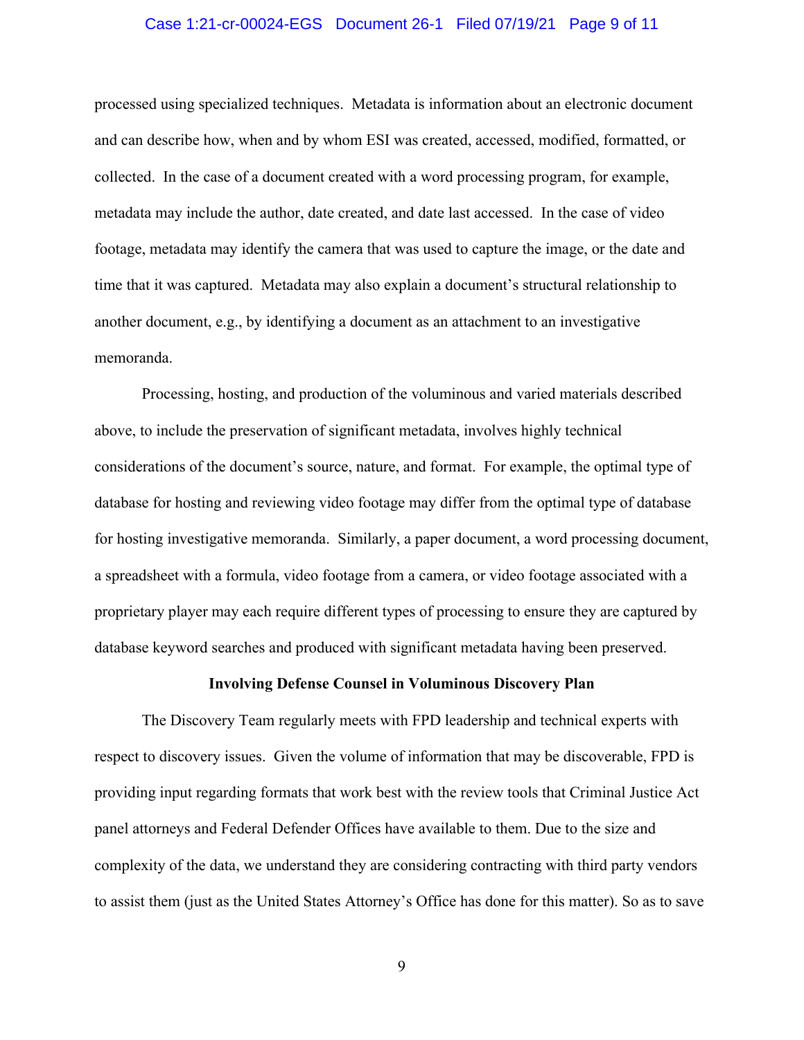processed using specialized techniques. Metadata is information about an electronic document and can describe how, when and by whom ESI was created, accessed, modified, formatted, or collected. In the case of a document created with a word processing program, for example, metadata may include the author, date created, and date last accessed. In the case of video footage, metadata may identify the camera that was used to capture the image, or the date and time that it was captured. Metadata may also explain a document's structural relationship to another document, e.g., by identifying a document as an attachment to an investigative memoranda.

Processing, hosting, and production of the voluminous and varied materials described above, to include the preservation of significant metadata, involves highly technical considerations of the document's source, nature, and format. For example, the optimal type of database for hosting and reviewing video footage may differ from the optimal type of database for hosting investigative memoranda. Similarly, a paper document, a word processing document, a spreadsheet with a formula, video footage from a camera, or video footage associated with a proprietary player may each require different types of processing to ensure they are captured by database keyword searches and produced with significant metadata having been preserved.

**Involving Defense Counsel in Voluminous Discovery Plan**

The Discovery Team regularly meets with FPD leadership and technical experts with respect to discovery issues. Given the volume of information that may be discoverable, FPD is providing input regarding formats that work best with the review tools that Criminal Justice Act panel attorneys and Federal Defender Offices have available to them. Due to the size and complexity of the data, we understand they are considering contracting with third party vendors to assist them (just as the United States Attorney's Office has done for this matter). So as to save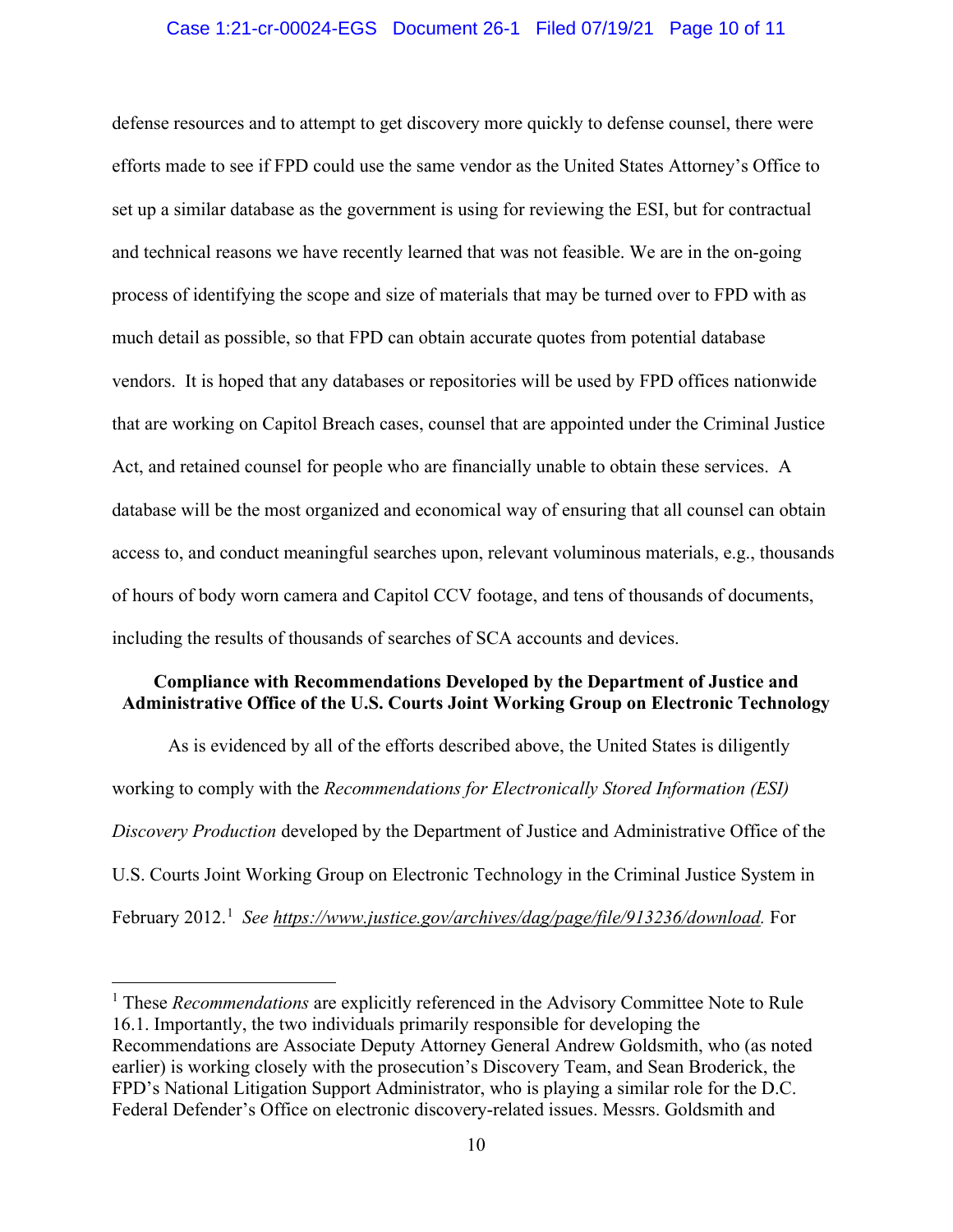defense resources and to attempt to get discovery more quickly to defense counsel, there were efforts made to see if FPD could use the same vendor as the United States Attorney's Office to set up a similar database as the government is using for reviewing the ESI, but for contractual and technical reasons we have recently learned that was not feasible. We are in the on-going process of identifying the scope and size of materials that may be turned over to FPD with as much detail as possible, so that FPD can obtain accurate quotes from potential database vendors. It is hoped that any databases or repositories will be used by FPD offices nationwide that are working on Capitol Breach cases, counsel that are appointed under the Criminal Justice Act, and retained counsel for people who are financially unable to obtain these services. A database will be the most organized and economical way of ensuring that all counsel can obtain access to, and conduct meaningful searches upon, relevant voluminous materials, e.g., thousands of hours of body worn camera and Capitol CCV footage, and tens of thousands of documents, including the results of thousands of searches of SCA accounts and devices.

**Compliance with Recommendations Developed by the Department of Justice and Administrative Office of the U.S. Courts Joint Working Group on Electronic Technology**

As is evidenced by all of the efforts described above, the United States is diligently working to comply with the *Recommendations for Electronically Stored Information (ESI) Discovery Production* developed by the Department of Justice and Administrative Office of the U.S. Courts Joint Working Group on Electronic Technology in the Criminal Justice System in February 2012.[1] *See* https://www.justice.gov/archives/dag/page/file/913236/download. For

[1] These *Recommendations* are explicitly referenced in the Advisory Committee Note to Rule 16.1. Importantly, the two individuals primarily responsible for developing the Recommendations are Associate Deputy Attorney General Andrew Goldsmith, who (as noted earlier) is working closely with the prosecution's Discovery Team, and Sean Broderick, the FPD's National Litigation Support Administrator, who is playing a similar role for the D.C. Federal Defender's Office on electronic discovery-related issues. Messrs. Goldsmith and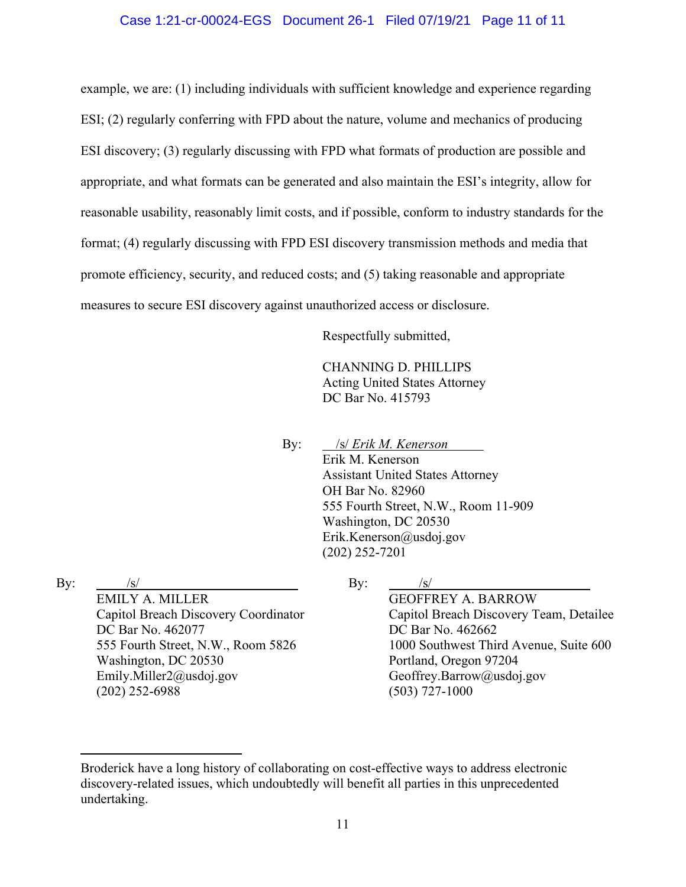example, we are: (1) including individuals with sufficient knowledge and experience regarding ESI; (2) regularly conferring with FPD about the nature, volume and mechanics of producing ESI discovery; (3) regularly discussing with FPD what formats of production are possible and appropriate, and what formats can be generated and also maintain the ESI's integrity, allow for reasonable usability, reasonably limit costs, and if possible, conform to industry standards for the format; (4) regularly discussing with FPD ESI discovery transmission methods and media that promote efficiency, security, and reduced costs; and (5) taking reasonable and appropriate measures to secure ESI discovery against unauthorized access or disclosure.

Respectfully submitted,

CHANNING D. PHILLIPS
Acting United States Attorney
DC Bar No. 415793

By: /s/ *Erik M. Kenerson*
Erik M. Kenerson
Assistant United States Attorney
OH Bar No. 82960
555 Fourth Street, N.W., Room 11-909
Washington, DC 20530
Erik.Kenerson@usdoj.gov
(202) 252-7201

By: /s/
EMILY A. MILLER
Capitol Breach Discovery Coordinator
DC Bar No. 462077
555 Fourth Street, N.W., Room 5826
Washington, DC 20530
Emily.Miller2@usdoj.gov
(202) 252-6988

By: /s/
GEOFFREY A. BARROW
Capitol Breach Discovery Team, Detailee
DC Bar No. 462662
1000 Southwest Third Avenue, Suite 600
Portland, Oregon 97204
Geoffrey.Barrow@usdoj.gov
(503) 727-1000

---

Broderick have a long history of collaborating on cost-effective ways to address electronic discovery-related issues, which undoubtedly will benefit all parties in this unprecedented undertaking.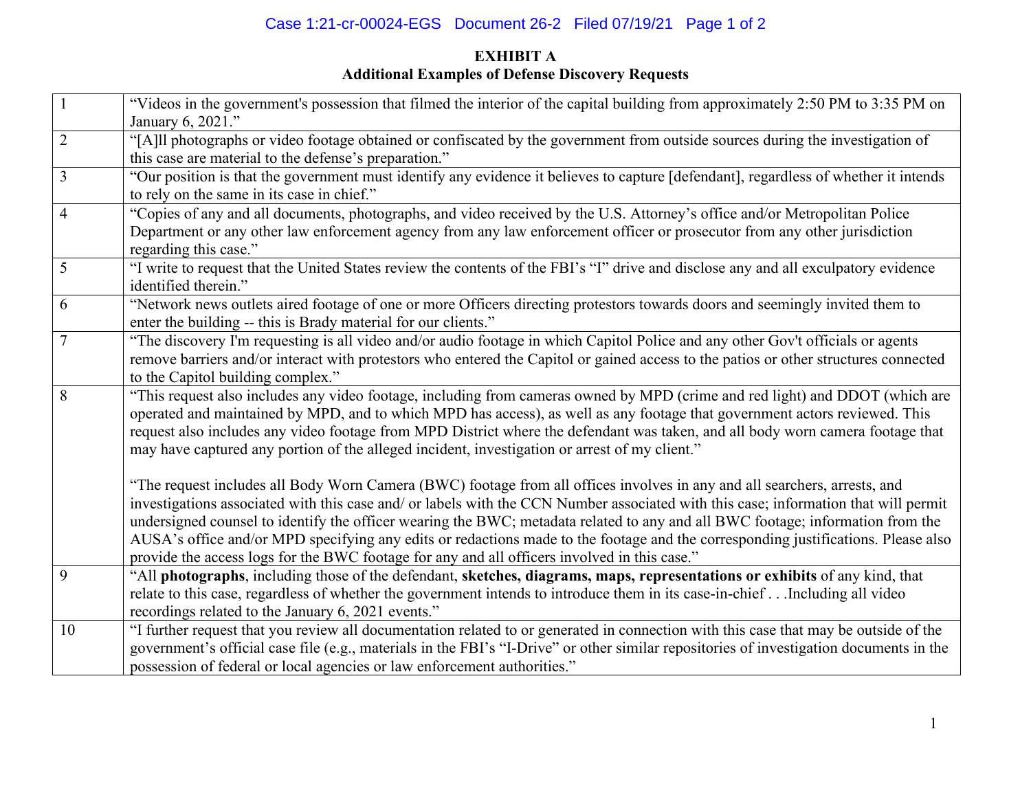**EXHIBIT A**
**Additional Examples of Defense Discovery Requests**

| | |
|---|---|
| 1 | "Videos in the government's possession that filmed the interior of the capital building from approximately 2:50 PM to 3:35 PM on January 6, 2021." |
| 2 | "[A]ll photographs or video footage obtained or confiscated by the government from outside sources during the investigation of this case are material to the defense's preparation." |
| 3 | "Our position is that the government must identify any evidence it believes to capture [defendant], regardless of whether it intends to rely on the same in its case in chief." |
| 4 | "Copies of any and all documents, photographs, and video received by the U.S. Attorney's office and/or Metropolitan Police Department or any other law enforcement agency from any law enforcement officer or prosecutor from any other jurisdiction regarding this case." |
| 5 | "I write to request that the United States review the contents of the FBI's "I" drive and disclose any and all exculpatory evidence identified therein." |
| 6 | "Network news outlets aired footage of one or more Officers directing protestors towards doors and seemingly invited them to enter the building -- this is Brady material for our clients." |
| 7 | "The discovery I'm requesting is all video and/or audio footage in which Capitol Police and any other Gov't officials or agents remove barriers and/or interact with protestors who entered the Capitol or gained access to the patios or other structures connected to the Capitol building complex." |
| 8 | "This request also includes any video footage, including from cameras owned by MPD (crime and red light) and DDOT (which are operated and maintained by MPD, and to which MPD has access), as well as any footage that government actors reviewed. This request also includes any video footage from MPD District where the defendant was taken, and all body worn camera footage that may have captured any portion of the alleged incident, investigation or arrest of my client." <br><br> "The request includes all Body Worn Camera (BWC) footage from all offices involves in any and all searchers, arrests, and investigations associated with this case and/ or labels with the CCN Number associated with this case; information that will permit undersigned counsel to identify the officer wearing the BWC; metadata related to any and all BWC footage; information from the AUSA's office and/or MPD specifying any edits or redactions made to the footage and the corresponding justifications. Please also provide the access logs for the BWC footage for any and all officers involved in this case." |
| 9 | "All **photographs**, including those of the defendant, **sketches, diagrams, maps, representations or exhibits** of any kind, that relate to this case, regardless of whether the government intends to introduce them in its case-in-chief . . .Including all video recordings related to the January 6, 2021 events." |
| 10 | "I further request that you review all documentation related to or generated in connection with this case that may be outside of the government's official case file (e.g., materials in the FBI's "I-Drive" or other similar repositories of investigation documents in the possession of federal or local agencies or law enforcement authorities." |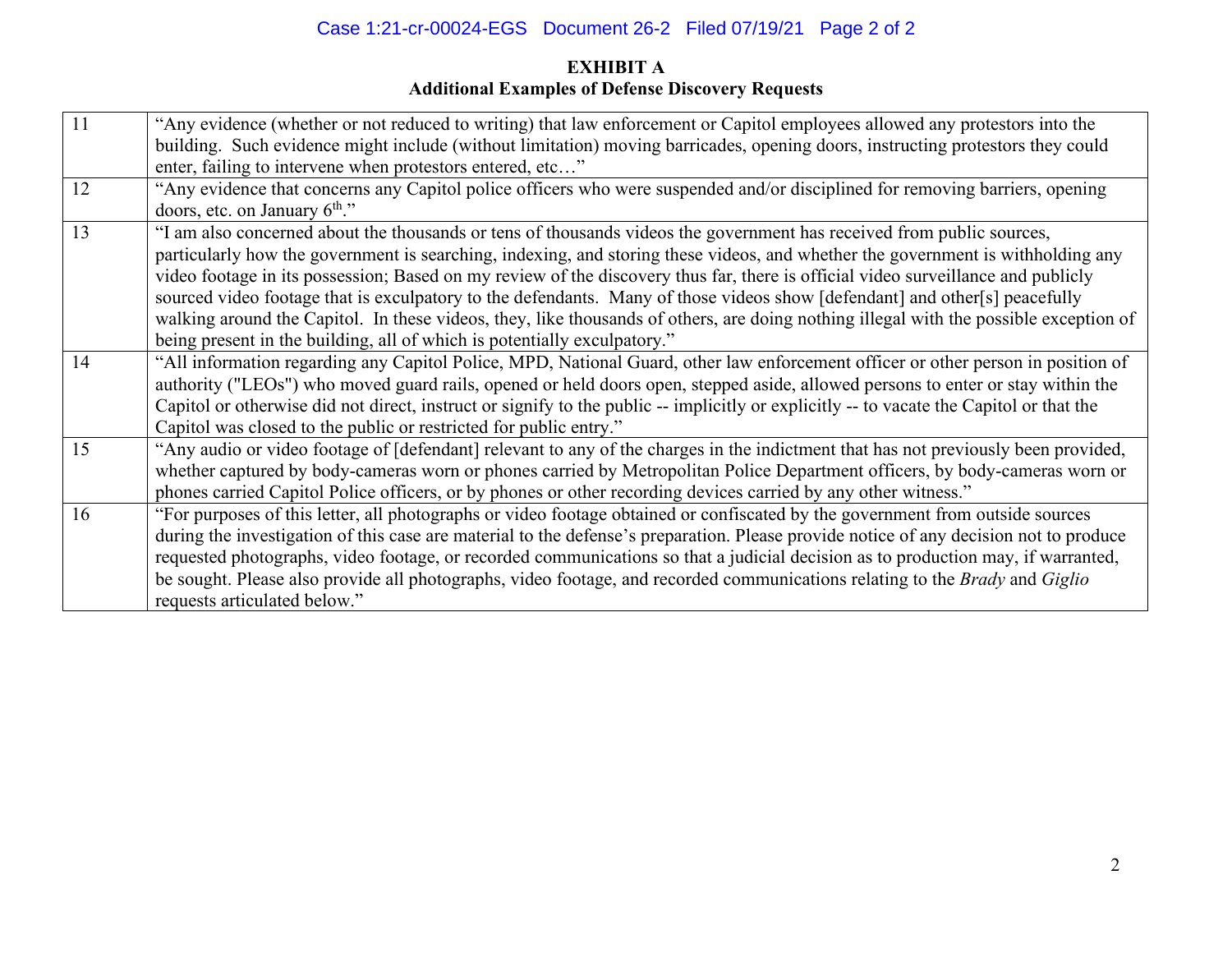**EXHIBIT A**
**Additional Examples of Defense Discovery Requests**

| | |
|---|---|
| 11 | "Any evidence (whether or not reduced to writing) that law enforcement or Capitol employees allowed any protestors into the building. Such evidence might include (without limitation) moving barricades, opening doors, instructing protestors they could enter, failing to intervene when protestors entered, etc…" |
| 12 | "Any evidence that concerns any Capitol police officers who were suspended and/or disciplined for removing barriers, opening doors, etc. on January 6th." |
| 13 | "I am also concerned about the thousands or tens of thousands videos the government has received from public sources, particularly how the government is searching, indexing, and storing these videos, and whether the government is withholding any video footage in its possession; Based on my review of the discovery thus far, there is official video surveillance and publicly sourced video footage that is exculpatory to the defendants. Many of those videos show [defendant] and other[s] peacefully walking around the Capitol. In these videos, they, like thousands of others, are doing nothing illegal with the possible exception of being present in the building, all of which is potentially exculpatory." |
| 14 | "All information regarding any Capitol Police, MPD, National Guard, other law enforcement officer or other person in position of authority ("LEOs") who moved guard rails, opened or held doors open, stepped aside, allowed persons to enter or stay within the Capitol or otherwise did not direct, instruct or signify to the public -- implicitly or explicitly -- to vacate the Capitol or that the Capitol was closed to the public or restricted for public entry." |
| 15 | "Any audio or video footage of [defendant] relevant to any of the charges in the indictment that has not previously been provided, whether captured by body-cameras worn or phones carried by Metropolitan Police Department officers, by body-cameras worn or phones carried Capitol Police officers, or by phones or other recording devices carried by any other witness." |
| 16 | "For purposes of this letter, all photographs or video footage obtained or confiscated by the government from outside sources during the investigation of this case are material to the defense's preparation. Please provide notice of any decision not to produce requested photographs, video footage, or recorded communications so that a judicial decision as to production may, if warranted, be sought. Please also provide all photographs, video footage, and recorded communications relating to the *Brady* and *Giglio* requests articulated below." |